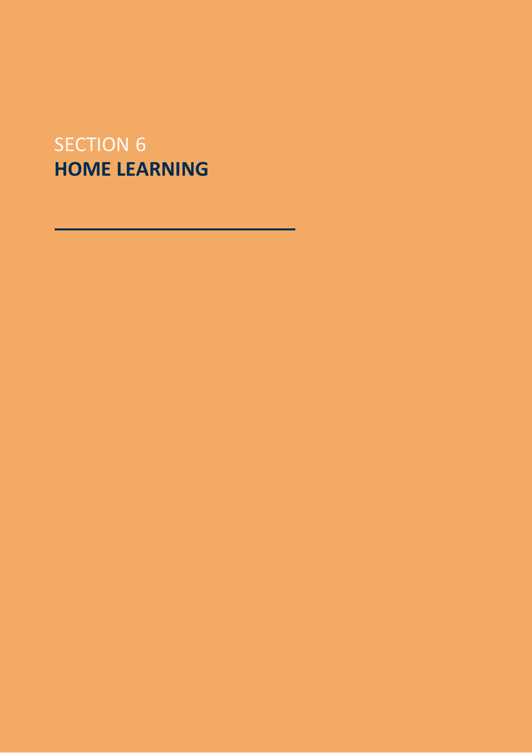SECTION 6

# HOME LEARNING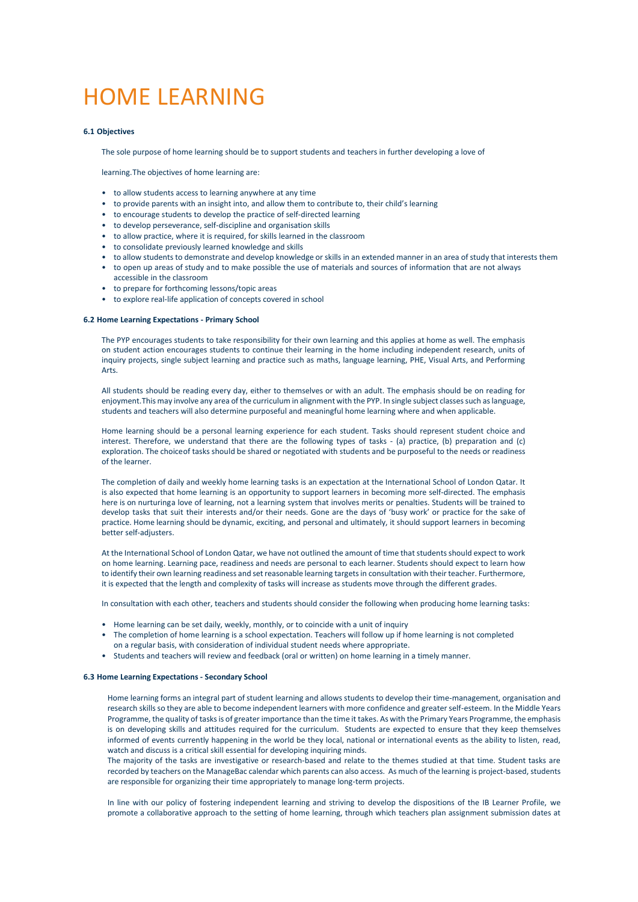# HOME LEARNING

**6.1 Objectives**

The sole purpose of home learning should be to support students and teachers in further developing a love of

learning.The objectives of home learning are:

- to allow students access to learning anywhere at any time
- to provide parents with an insight into, and allow them to contribute to, their child's learning
- to encourage students to develop the practice of self-directed learning
- to develop perseverance, self-discipline and organisation skills
- to allow practice, where it is required, for skills learned in the classroom
- to consolidate previously learned knowledge and skills
- to allow students to demonstrate and develop knowledge or skills in an extended manner in an area of study that interests them
- to open up areas of study and to make possible the use of materials and sources of information that are not always accessible in the classroom
- to prepare for forthcoming lessons/topic areas
- to explore real-life application of concepts covered in school

**6.2 Home Learning Expectations - Primary School**

The PYP encourages students to take responsibility for their own learning and this applies at home as well. The emphasis on student action encourages students to continue their learning in the home including independent research, units of inquiry projects, single subject learning and practice such as maths, language learning, PHE, Visual Arts, and Performing Arts.

All students should be reading every day, either to themselves or with an adult. The emphasis should be on reading for enjoyment.This may involve any area of the curriculum in alignment with the PYP. In single subject classes such as language, students and teachers will also determine purposeful and meaningful home learning where and when applicable.

Home learning should be a personal learning experience for each student. Tasks should represent student choice and interest. Therefore, we understand that there are the following types of tasks - (a) practice, (b) preparation and (c) exploration. The choiceof tasks should be shared or negotiated with students and be purposeful to the needs or readiness of the learner.

The completion of daily and weekly home learning tasks is an expectation at the International School of London Qatar. It is also expected that home learning is an opportunity to support learners in becoming more self-directed. The emphasis here is on nurturinga love of learning, not a learning system that involves merits or penalties. Students will be trained to develop tasks that suit their interests and/or their needs. Gone are the days of 'busy work' or practice for the sake of practice. Home learning should be dynamic, exciting, and personal and ultimately, it should support learners in becoming better self-adjusters.

At the International School of London Qatar, we have not outlined the amount of time that students should expect to work on home learning. Learning pace, readiness and needs are personal to each learner. Students should expect to learn how to identify their own learning readiness and set reasonable learning targets in consultation with their teacher. Furthermore, it is expected that the length and complexity of tasks will increase as students move through the different grades.

In consultation with each other, teachers and students should consider the following when producing home learning tasks:

- Home learning can be set daily, weekly, monthly, or to coincide with a unit of inquiry
- The completion of home learning is a school expectation. Teachers will follow up if home learning is not completed on a regular basis, with consideration of individual student needs where appropriate.
- Students and teachers will review and feedback (oral or written) on home learning in a timely manner.

**6.3 Home Learning Expectations - Secondary School**

Home learning forms an integral part of student learning and allows students to develop their time-management, organisation and research skills so they are able to become independent learners with more confidence and greater self-esteem. In the Middle Years Programme, the quality of tasks is of greater importance than the time it takes. As with the Primary Years Programme, the emphasis is on developing skills and attitudes required for the curriculum. Students are expected to ensure that they keep themselves informed of events currently happening in the world be they local, national or international events as the ability to listen, read, watch and discuss is a critical skill essential for developing inquiring minds.
The majority of the tasks are investigative or research-based and relate to the themes studied at that time. Student tasks are recorded by teachers on the ManageBac calendar which parents can also access. As much of the learning is project-based, students are responsible for organizing their time appropriately to manage long-term projects.

In line with our policy of fostering independent learning and striving to develop the dispositions of the IB Learner Profile, we promote a collaborative approach to the setting of home learning, through which teachers plan assignment submission dates at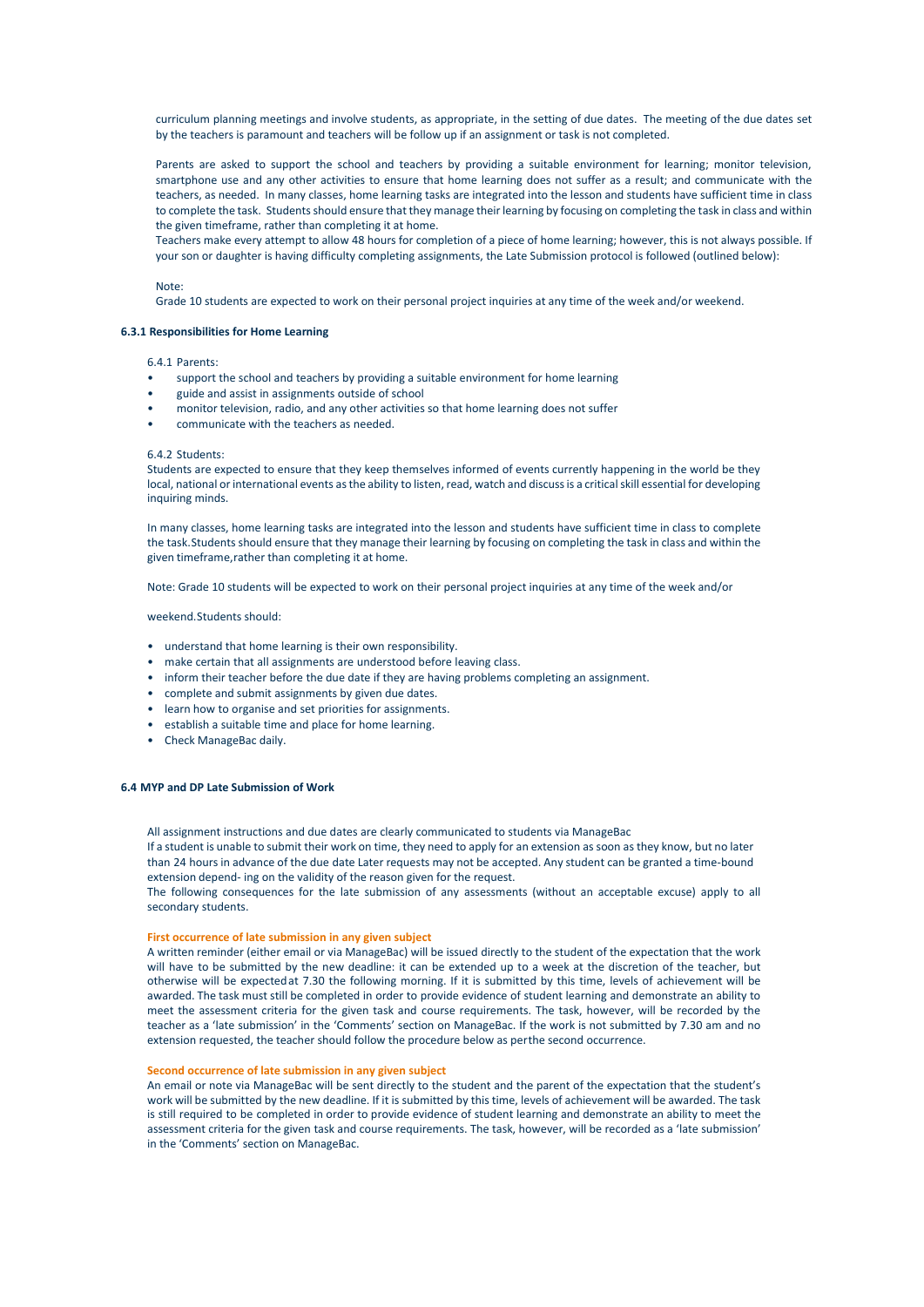curriculum planning meetings and involve students, as appropriate, in the setting of due dates. The meeting of the due dates set by the teachers is paramount and teachers will be follow up if an assignment or task is not completed.

Parents are asked to support the school and teachers by providing a suitable environment for learning; monitor television, smartphone use and any other activities to ensure that home learning does not suffer as a result; and communicate with the teachers, as needed. In many classes, home learning tasks are integrated into the lesson and students have sufficient time in class to complete the task. Students should ensure that they manage their learning by focusing on completing the task in class and within the given timeframe, rather than completing it at home.

Teachers make every attempt to allow 48 hours for completion of a piece of home learning; however, this is not always possible. If your son or daughter is having difficulty completing assignments, the Late Submission protocol is followed (outlined below):

Note:

Grade 10 students are expected to work on their personal project inquiries at any time of the week and/or weekend.

### 6.3.1 Responsibilities for Home Learning

6.4.1 Parents:

- support the school and teachers by providing a suitable environment for home learning
- guide and assist in assignments outside of school
- monitor television, radio, and any other activities so that home learning does not suffer
- communicate with the teachers as needed.

6.4.2 Students:

Students are expected to ensure that they keep themselves informed of events currently happening in the world be they local, national or international events as the ability to listen, read, watch and discuss is a critical skill essential for developing inquiring minds.

In many classes, home learning tasks are integrated into the lesson and students have sufficient time in class to complete the task.Students should ensure that they manage their learning by focusing on completing the task in class and within the given timeframe,rather than completing it at home.

Note: Grade 10 students will be expected to work on their personal project inquiries at any time of the week and/or

weekend.Students should:

- understand that home learning is their own responsibility.
- make certain that all assignments are understood before leaving class.
- inform their teacher before the due date if they are having problems completing an assignment.
- complete and submit assignments by given due dates.
- learn how to organise and set priorities for assignments.
- establish a suitable time and place for home learning.
- Check ManageBac daily.

### 6.4 MYP and DP Late Submission of Work

All assignment instructions and due dates are clearly communicated to students via ManageBac

If a student is unable to submit their work on time, they need to apply for an extension as soon as they know, but no later than 24 hours in advance of the due date Later requests may not be accepted. Any student can be granted a time-bound extension depend- ing on the validity of the reason given for the request.

The following consequences for the late submission of any assessments (without an acceptable excuse) apply to all secondary students.

**First occurrence of late submission in any given subject**

A written reminder (either email or via ManageBac) will be issued directly to the student of the expectation that the work will have to be submitted by the new deadline: it can be extended up to a week at the discretion of the teacher, but otherwise will be expectedat 7.30 the following morning. If it is submitted by this time, levels of achievement will be awarded. The task must still be completed in order to provide evidence of student learning and demonstrate an ability to meet the assessment criteria for the given task and course requirements. The task, however, will be recorded by the teacher as a 'late submission' in the 'Comments' section on ManageBac. If the work is not submitted by 7.30 am and no extension requested, the teacher should follow the procedure below as perthe second occurrence.

**Second occurrence of late submission in any given subject**

An email or note via ManageBac will be sent directly to the student and the parent of the expectation that the student's work will be submitted by the new deadline. If it is submitted by this time, levels of achievement will be awarded. The task is still required to be completed in order to provide evidence of student learning and demonstrate an ability to meet the assessment criteria for the given task and course requirements. The task, however, will be recorded as a 'late submission' in the 'Comments' section on ManageBac.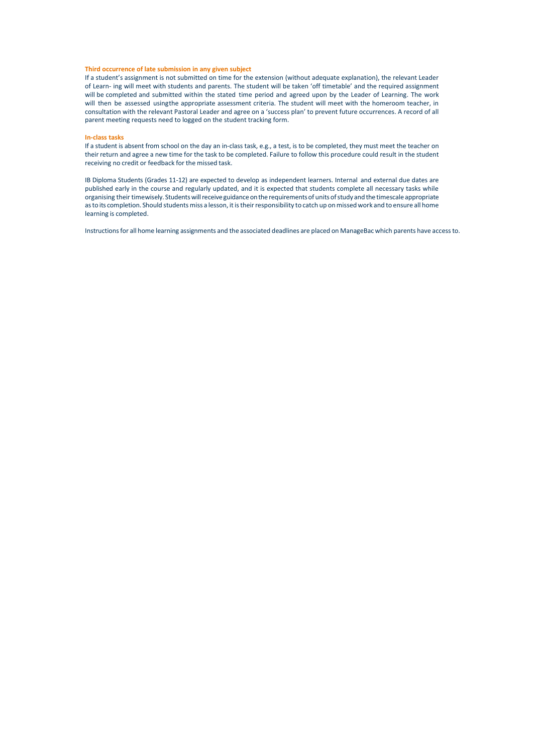### Third occurrence of late submission in any given subject

If a student's assignment is not submitted on time for the extension (without adequate explanation), the relevant Leader of Learn- ing will meet with students and parents. The student will be taken 'off timetable' and the required assignment will be completed and submitted within the stated time period and agreed upon by the Leader of Learning. The work will then be assessed usingthe appropriate assessment criteria. The student will meet with the homeroom teacher, in consultation with the relevant Pastoral Leader and agree on a 'success plan' to prevent future occurrences. A record of all parent meeting requests need to logged on the student tracking form.

### In-class tasks

If a student is absent from school on the day an in-class task, e.g., a test, is to be completed, they must meet the teacher on their return and agree a new time for the task to be completed. Failure to follow this procedure could result in the student receiving no credit or feedback for the missed task.

IB Diploma Students (Grades 11-12) are expected to develop as independent learners. Internal and external due dates are published early in the course and regularly updated, and it is expected that students complete all necessary tasks while organising their timewisely. Students will receive guidance on the requirements of units of study and the timescale appropriate as to its completion. Should students miss a lesson, it is their responsibility to catch up on missed work and to ensure all home learning is completed.

Instructions for all home learning assignments and the associated deadlines are placed on ManageBac which parents have access to.